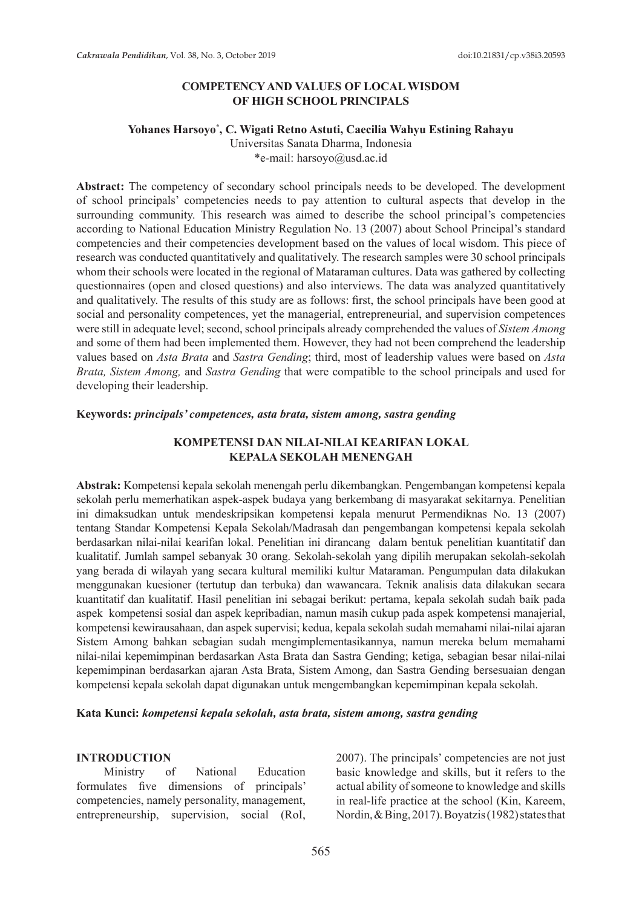# COMPETENCY AND VALUES OF LOCAL WISDOM OF HIGH SCHOOL PRINCIPALS

**Yohanes Harsoyo[*], C. Wigati Retno Astuti, Caecilia Wahyu Estining Rahayu**
Universitas Sanata Dharma, Indonesia
*e-mail: harsoyo@usd.ac.id

**Abstract:** The competency of secondary school principals needs to be developed. The development of school principals' competencies needs to pay attention to cultural aspects that develop in the surrounding community. This research was aimed to describe the school principal's competencies according to National Education Ministry Regulation No. 13 (2007) about School Principal's standard competencies and their competencies development based on the values of local wisdom. This piece of research was conducted quantitatively and qualitatively. The research samples were 30 school principals whom their schools were located in the regional of Mataraman cultures. Data was gathered by collecting questionnaires (open and closed questions) and also interviews. The data was analyzed quantitatively and qualitatively. The results of this study are as follows: first, the school principals have been good at social and personality competences, yet the managerial, entrepreneurial, and supervision competences were still in adequate level; second, school principals already comprehended the values of *Sistem Among* and some of them had been implemented them. However, they had not been comprehend the leadership values based on *Asta Brata* and *Sastra Gending*; third, most of leadership values were based on *Asta Brata, Sistem Among,* and *Sastra Gending* that were compatible to the school principals and used for developing their leadership.

**Keywords:** ***principals' competences, asta brata, sistem among, sastra gending***

# KOMPETENSI DAN NILAI-NILAI KEARIFAN LOKAL KEPALA SEKOLAH MENENGAH

**Abstrak:** Kompetensi kepala sekolah menengah perlu dikembangkan. Pengembangan kompetensi kepala sekolah perlu memerhatikan aspek-aspek budaya yang berkembang di masyarakat sekitarnya. Penelitian ini dimaksudkan untuk mendeskripsikan kompetensi kepala menurut Permendiknas No. 13 (2007) tentang Standar Kompetensi Kepala Sekolah/Madrasah dan pengembangan kompetensi kepala sekolah berdasarkan nilai-nilai kearifan lokal. Penelitian ini dirancang dalam bentuk penelitian kuantitatif dan kualitatif. Jumlah sampel sebanyak 30 orang. Sekolah-sekolah yang dipilih merupakan sekolah-sekolah yang berada di wilayah yang secara kultural memiliki kultur Mataraman. Pengumpulan data dilakukan menggunakan kuesioner (tertutup dan terbuka) dan wawancara. Teknik analisis data dilakukan secara kuantitatif dan kualitatif. Hasil penelitian ini sebagai berikut: pertama, kepala sekolah sudah baik pada aspek kompetensi sosial dan aspek kepribadian, namun masih cukup pada aspek kompetensi manajerial, kompetensi kewirausahaan, dan aspek supervisi; kedua, kepala sekolah sudah memahami nilai-nilai ajaran Sistem Among bahkan sebagian sudah mengimplementasikannya, namun mereka belum memahami nilai-nilai kepemimpinan berdasarkan Asta Brata dan Sastra Gending; ketiga, sebagian besar nilai-nilai kepemimpinan berdasarkan ajaran Asta Brata, Sistem Among, dan Sastra Gending bersesuaian dengan kompetensi kepala sekolah dapat digunakan untuk mengembangkan kepemimpinan kepala sekolah.

**Kata Kunci:** ***kompetensi kepala sekolah, asta brata, sistem among, sastra gending***

## INTRODUCTION

Ministry of National Education formulates five dimensions of principals' competencies, namely personality, management, entrepreneurship, supervision, social (RoI, 2007). The principals' competencies are not just basic knowledge and skills, but it refers to the actual ability of someone to knowledge and skills in real-life practice at the school (Kin, Kareem, Nordin, & Bing, 2017). Boyatzis (1982) states that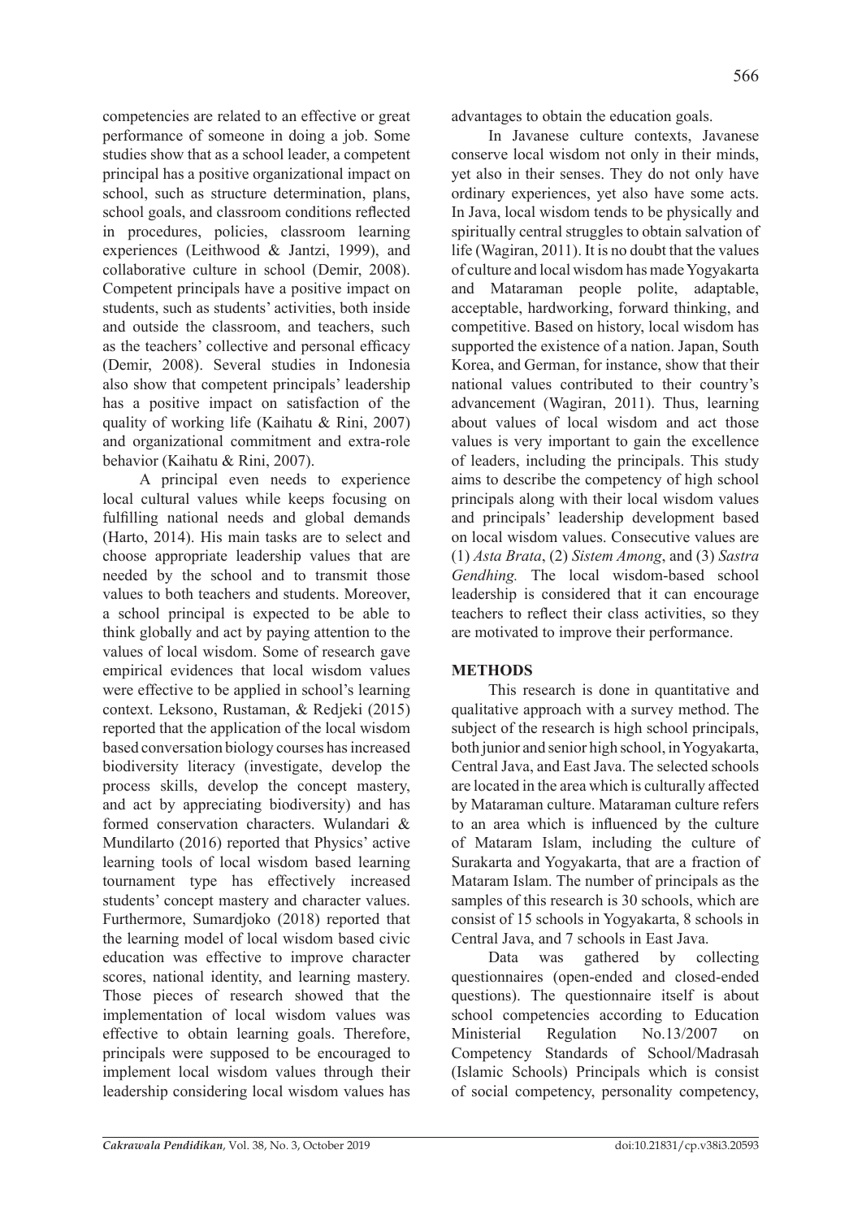competencies are related to an effective or great performance of someone in doing a job. Some studies show that as a school leader, a competent principal has a positive organizational impact on school, such as structure determination, plans, school goals, and classroom conditions reflected in procedures, policies, classroom learning experiences (Leithwood & Jantzi, 1999), and collaborative culture in school (Demir, 2008). Competent principals have a positive impact on students, such as students' activities, both inside and outside the classroom, and teachers, such as the teachers' collective and personal efficacy (Demir, 2008). Several studies in Indonesia also show that competent principals' leadership has a positive impact on satisfaction of the quality of working life (Kaihatu & Rini, 2007) and organizational commitment and extra-role behavior (Kaihatu & Rini, 2007).

A principal even needs to experience local cultural values while keeps focusing on fulfilling national needs and global demands (Harto, 2014). His main tasks are to select and choose appropriate leadership values that are needed by the school and to transmit those values to both teachers and students. Moreover, a school principal is expected to be able to think globally and act by paying attention to the values of local wisdom. Some of research gave empirical evidences that local wisdom values were effective to be applied in school's learning context. Leksono, Rustaman, & Redjeki (2015) reported that the application of the local wisdom based conversation biology courses has increased biodiversity literacy (investigate, develop the process skills, develop the concept mastery, and act by appreciating biodiversity) and has formed conservation characters. Wulandari & Mundilarto (2016) reported that Physics' active learning tools of local wisdom based learning tournament type has effectively increased students' concept mastery and character values. Furthermore, Sumardjoko (2018) reported that the learning model of local wisdom based civic education was effective to improve character scores, national identity, and learning mastery. Those pieces of research showed that the implementation of local wisdom values was effective to obtain learning goals. Therefore, principals were supposed to be encouraged to implement local wisdom values through their leadership considering local wisdom values has advantages to obtain the education goals.

In Javanese culture contexts, Javanese conserve local wisdom not only in their minds, yet also in their senses. They do not only have ordinary experiences, yet also have some acts. In Java, local wisdom tends to be physically and spiritually central struggles to obtain salvation of life (Wagiran, 2011). It is no doubt that the values of culture and local wisdom has made Yogyakarta and Mataraman people polite, adaptable, acceptable, hardworking, forward thinking, and competitive. Based on history, local wisdom has supported the existence of a nation. Japan, South Korea, and German, for instance, show that their national values contributed to their country's advancement (Wagiran, 2011). Thus, learning about values of local wisdom and act those values is very important to gain the excellence of leaders, including the principals. This study aims to describe the competency of high school principals along with their local wisdom values and principals' leadership development based on local wisdom values. Consecutive values are (1) *Asta Brata*, (2) *Sistem Among*, and (3) *Sastra Gendhing.* The local wisdom-based school leadership is considered that it can encourage teachers to reflect their class activities, so they are motivated to improve their performance.

## METHODS

This research is done in quantitative and qualitative approach with a survey method. The subject of the research is high school principals, both junior and senior high school, in Yogyakarta, Central Java, and East Java. The selected schools are located in the area which is culturally affected by Mataraman culture. Mataraman culture refers to an area which is influenced by the culture of Mataram Islam, including the culture of Surakarta and Yogyakarta, that are a fraction of Mataram Islam. The number of principals as the samples of this research is 30 schools, which are consist of 15 schools in Yogyakarta, 8 schools in Central Java, and 7 schools in East Java.

Data was gathered by collecting questionnaires (open-ended and closed-ended questions). The questionnaire itself is about school competencies according to Education Ministerial Regulation No.13/2007 on Competency Standards of School/Madrasah (Islamic Schools) Principals which is consist of social competency, personality competency,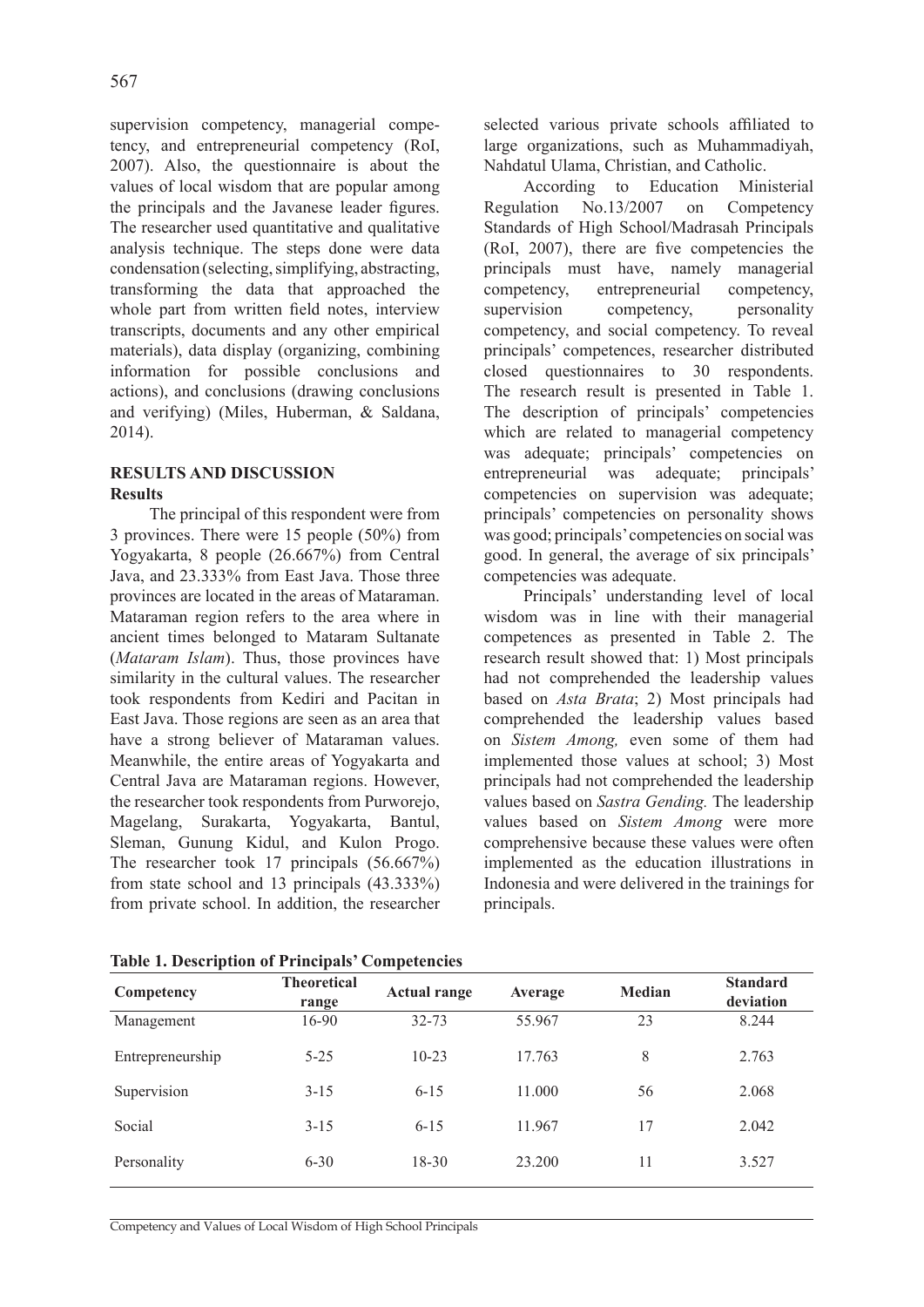supervision competency, managerial competency, and entrepreneurial competency (RoI, 2007). Also, the questionnaire is about the values of local wisdom that are popular among the principals and the Javanese leader figures. The researcher used quantitative and qualitative analysis technique. The steps done were data condensation (selecting, simplifying, abstracting, transforming the data that approached the whole part from written field notes, interview transcripts, documents and any other empirical materials), data display (organizing, combining information for possible conclusions and actions), and conclusions (drawing conclusions and verifying) (Miles, Huberman, & Saldana, 2014).

## RESULTS AND DISCUSSION

### Results

The principal of this respondent were from 3 provinces. There were 15 people (50%) from Yogyakarta, 8 people (26.667%) from Central Java, and 23.333% from East Java. Those three provinces are located in the areas of Mataraman. Mataraman region refers to the area where in ancient times belonged to Mataram Sultanate (*Mataram Islam*). Thus, those provinces have similarity in the cultural values. The researcher took respondents from Kediri and Pacitan in East Java. Those regions are seen as an area that have a strong believer of Mataraman values. Meanwhile, the entire areas of Yogyakarta and Central Java are Mataraman regions. However, the researcher took respondents from Purworejo, Magelang, Surakarta, Yogyakarta, Bantul, Sleman, Gunung Kidul, and Kulon Progo. The researcher took 17 principals (56.667%) from state school and 13 principals (43.333%) from private school. In addition, the researcher selected various private schools affiliated to large organizations, such as Muhammadiyah, Nahdatul Ulama, Christian, and Catholic.

According to Education Ministerial Regulation No.13/2007 on Competency Standards of High School/Madrasah Principals (RoI, 2007), there are five competencies the principals must have, namely managerial competency, entrepreneurial competency, supervision competency, personality competency, and social competency. To reveal principals' competences, researcher distributed closed questionnaires to 30 respondents. The research result is presented in Table 1. The description of principals' competencies which are related to managerial competency was adequate; principals' competencies on entrepreneurial was adequate; principals' competencies on supervision was adequate; principals' competencies on personality shows was good; principals' competencies on social was good. In general, the average of six principals' competencies was adequate.

Principals' understanding level of local wisdom was in line with their managerial competences as presented in Table 2. The research result showed that: 1) Most principals had not comprehended the leadership values based on *Asta Brata*; 2) Most principals had comprehended the leadership values based on *Sistem Among,* even some of them had implemented those values at school; 3) Most principals had not comprehended the leadership values based on *Sastra Gending.* The leadership values based on *Sistem Among* were more comprehensive because these values were often implemented as the education illustrations in Indonesia and were delivered in the trainings for principals.

**Table 1. Description of Principals' Competencies**

| Competency | Theoretical range | Actual range | Average | Median | Standard deviation |
|---|---|---|---|---|---|
| Management | 16-90 | 32-73 | 55.967 | 23 | 8.244 |
| Entrepreneurship | 5-25 | 10-23 | 17.763 | 8 | 2.763 |
| Supervision | 3-15 | 6-15 | 11.000 | 56 | 2.068 |
| Social | 3-15 | 6-15 | 11.967 | 17 | 2.042 |
| Personality | 6-30 | 18-30 | 23.200 | 11 | 3.527 |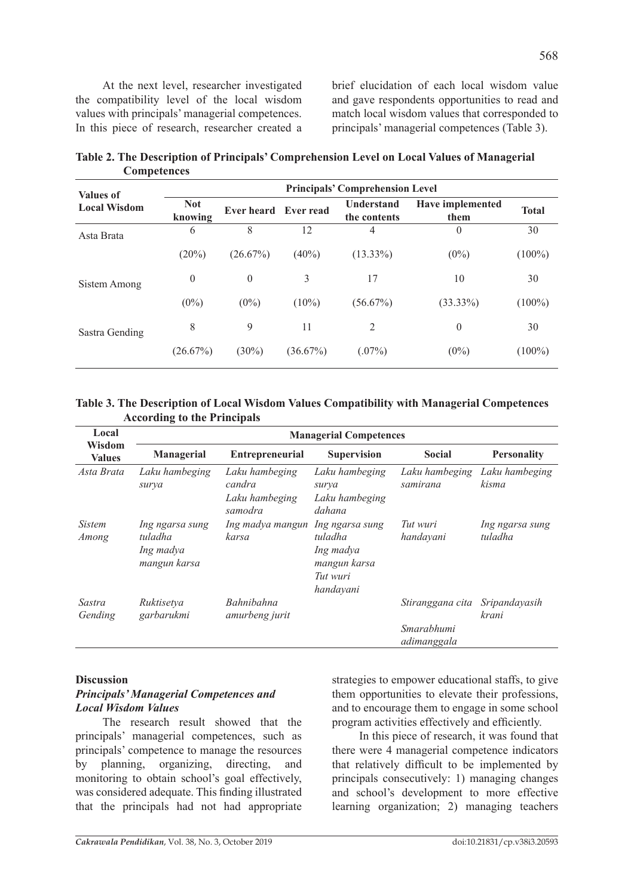At the next level, researcher investigated the compatibility level of the local wisdom values with principals' managerial competences. In this piece of research, researcher created a brief elucidation of each local wisdom value and gave respondents opportunities to read and match local wisdom values that corresponded to principals' managerial competences (Table 3).

**Table 2. The Description of Principals' Comprehension Level on Local Values of Managerial Competences**

| Values of Local Wisdom | Principals' Comprehension Level | | | | | |
|---|---|---|---|---|---|---|
| | Not knowing | Ever heard | Ever read | Understand the contents | Have implemented them | Total |
| Asta Brata | 6 | 8 | 12 | 4 | 0 | 30 |
| | (20%) | (26.67%) | (40%) | (13.33%) | (0%) | (100%) |
| Sistem Among | 0 | 0 | 3 | 17 | 10 | 30 |
| | (0%) | (0%) | (10%) | (56.67%) | (33.33%) | (100%) |
| Sastra Gending | 8 | 9 | 11 | 2 | 0 | 30 |
| | (26.67%) | (30%) | (36.67%) | (.07%) | (0%) | (100%) |

**Table 3. The Description of Local Wisdom Values Compatibility with Managerial Competences According to the Principals**

| Local Wisdom Values | Managerial Competences | | | | |
|---|---|---|---|---|---|
| | Managerial | Entrepreneurial | Supervision | Social | Personality |
| *Asta Brata* | *Laku hambeging surya* | *Laku hambeging candra*<br>*Laku hambeging samodra* | *Laku hambeging surya*<br>*Laku hambeging dahana* | *Laku hambeging samirana* | *Laku hambeging kisma* |
| *Sistem Among* | *Ing ngarsa sung tuladha*<br>*Ing madya mangun karsa* | *Ing madya mangun karsa* | *Ing ngarsa sung tuladha*<br>*Ing madya mangun karsa*<br>*Tut wuri handayani* | *Tut wuri handayani* | *Ing ngarsa sung tuladha* |
| *Sastra Gending* | *Ruktisetya garbarukmi* | *Bahnibahna amurbeng jurit* | | *Stiranggana cita*<br>*Smarabhumi adimanggala* | *Sripandayasih krani* |

## Discussion

### *Principals' Managerial Competences and Local Wisdom Values*

The research result showed that the principals' managerial competences, such as principals' competence to manage the resources by planning, organizing, directing, and monitoring to obtain school's goal effectively, was considered adequate. This finding illustrated that the principals had not had appropriate strategies to empower educational staffs, to give them opportunities to elevate their professions, and to encourage them to engage in some school program activities effectively and efficiently.

In this piece of research, it was found that there were 4 managerial competence indicators that relatively difficult to be implemented by principals consecutively: 1) managing changes and school's development to more effective learning organization; 2) managing teachers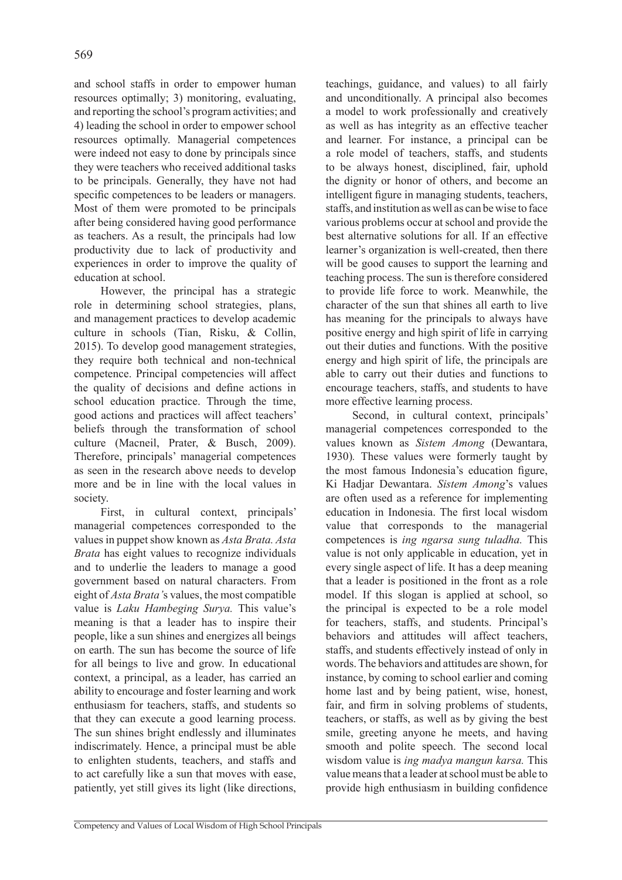and school staffs in order to empower human resources optimally; 3) monitoring, evaluating, and reporting the school's program activities; and 4) leading the school in order to empower school resources optimally. Managerial competences were indeed not easy to done by principals since they were teachers who received additional tasks to be principals. Generally, they have not had specific competences to be leaders or managers. Most of them were promoted to be principals after being considered having good performance as teachers. As a result, the principals had low productivity due to lack of productivity and experiences in order to improve the quality of education at school.

However, the principal has a strategic role in determining school strategies, plans, and management practices to develop academic culture in schools (Tian, Risku, & Collin, 2015). To develop good management strategies, they require both technical and non-technical competence. Principal competencies will affect the quality of decisions and define actions in school education practice. Through the time, good actions and practices will affect teachers' beliefs through the transformation of school culture (Macneil, Prater, & Busch, 2009). Therefore, principals' managerial competences as seen in the research above needs to develop more and be in line with the local values in society.

First, in cultural context, principals' managerial competences corresponded to the values in puppet show known as *Asta Brata. Asta Brata* has eight values to recognize individuals and to underlie the leaders to manage a good government based on natural characters. From eight of *Asta Brata'*s values, the most compatible value is *Laku Hambeging Surya.* This value's meaning is that a leader has to inspire their people, like a sun shines and energizes all beings on earth. The sun has become the source of life for all beings to live and grow. In educational context, a principal, as a leader, has carried an ability to encourage and foster learning and work enthusiasm for teachers, staffs, and students so that they can execute a good learning process. The sun shines bright endlessly and illuminates indiscrimately. Hence, a principal must be able to enlighten students, teachers, and staffs and to act carefully like a sun that moves with ease, patiently, yet still gives its light (like directions, teachings, guidance, and values) to all fairly and unconditionally. A principal also becomes a model to work professionally and creatively as well as has integrity as an effective teacher and learner. For instance, a principal can be a role model of teachers, staffs, and students to be always honest, disciplined, fair, uphold the dignity or honor of others, and become an intelligent figure in managing students, teachers, staffs, and institution as well as can be wise to face various problems occur at school and provide the best alternative solutions for all. If an effective learner's organization is well-created, then there will be good causes to support the learning and teaching process. The sun is therefore considered to provide life force to work. Meanwhile, the character of the sun that shines all earth to live has meaning for the principals to always have positive energy and high spirit of life in carrying out their duties and functions. With the positive energy and high spirit of life, the principals are able to carry out their duties and functions to encourage teachers, staffs, and students to have more effective learning process.

Second, in cultural context, principals' managerial competences corresponded to the values known as *Sistem Among* (Dewantara, 1930)*.* These values were formerly taught by the most famous Indonesia's education figure, Ki Hadjar Dewantara. *Sistem Among*'s values are often used as a reference for implementing education in Indonesia. The first local wisdom value that corresponds to the managerial competences is *ing ngarsa sung tuladha.* This value is not only applicable in education, yet in every single aspect of life. It has a deep meaning that a leader is positioned in the front as a role model. If this slogan is applied at school, so the principal is expected to be a role model for teachers, staffs, and students. Principal's behaviors and attitudes will affect teachers, staffs, and students effectively instead of only in words. The behaviors and attitudes are shown, for instance, by coming to school earlier and coming home last and by being patient, wise, honest, fair, and firm in solving problems of students, teachers, or staffs, as well as by giving the best smile, greeting anyone he meets, and having smooth and polite speech. The second local wisdom value is *ing madya mangun karsa.* This value means that a leader at school must be able to provide high enthusiasm in building confidence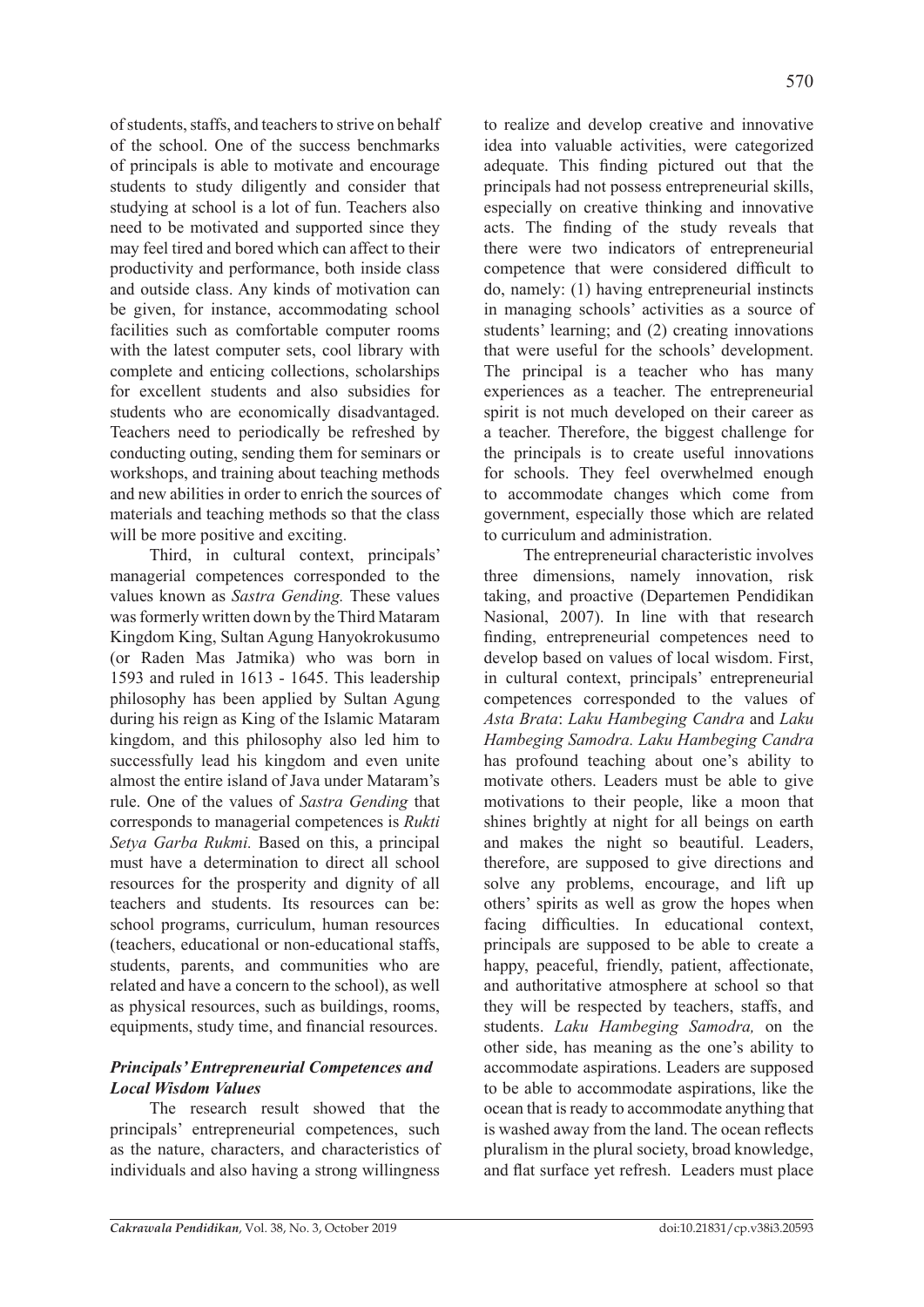of students, staffs, and teachers to strive on behalf of the school. One of the success benchmarks of principals is able to motivate and encourage students to study diligently and consider that studying at school is a lot of fun. Teachers also need to be motivated and supported since they may feel tired and bored which can affect to their productivity and performance, both inside class and outside class. Any kinds of motivation can be given, for instance, accommodating school facilities such as comfortable computer rooms with the latest computer sets, cool library with complete and enticing collections, scholarships for excellent students and also subsidies for students who are economically disadvantaged. Teachers need to periodically be refreshed by conducting outing, sending them for seminars or workshops, and training about teaching methods and new abilities in order to enrich the sources of materials and teaching methods so that the class will be more positive and exciting.

Third, in cultural context, principals' managerial competences corresponded to the values known as *Sastra Gending.* These values was formerly written down by the Third Mataram Kingdom King, Sultan Agung Hanyokrokusumo (or Raden Mas Jatmika) who was born in 1593 and ruled in 1613 - 1645. This leadership philosophy has been applied by Sultan Agung during his reign as King of the Islamic Mataram kingdom, and this philosophy also led him to successfully lead his kingdom and even unite almost the entire island of Java under Mataram's rule. One of the values of *Sastra Gending* that corresponds to managerial competences is *Rukti Setya Garba Rukmi.* Based on this, a principal must have a determination to direct all school resources for the prosperity and dignity of all teachers and students. Its resources can be: school programs, curriculum, human resources (teachers, educational or non-educational staffs, students, parents, and communities who are related and have a concern to the school), as well as physical resources, such as buildings, rooms, equipments, study time, and financial resources.

### *Principals' Entrepreneurial Competences and Local Wisdom Values*

The research result showed that the principals' entrepreneurial competences, such as the nature, characters, and characteristics of individuals and also having a strong willingness to realize and develop creative and innovative idea into valuable activities, were categorized adequate. This finding pictured out that the principals had not possess entrepreneurial skills, especially on creative thinking and innovative acts. The finding of the study reveals that there were two indicators of entrepreneurial competence that were considered difficult to do, namely: (1) having entrepreneurial instincts in managing schools' activities as a source of students' learning; and (2) creating innovations that were useful for the schools' development. The principal is a teacher who has many experiences as a teacher. The entrepreneurial spirit is not much developed on their career as a teacher. Therefore, the biggest challenge for the principals is to create useful innovations for schools. They feel overwhelmed enough to accommodate changes which come from government, especially those which are related to curriculum and administration.

The entrepreneurial characteristic involves three dimensions, namely innovation, risk taking, and proactive (Departemen Pendidikan Nasional, 2007). In line with that research finding, entrepreneurial competences need to develop based on values of local wisdom. First, in cultural context, principals' entrepreneurial competences corresponded to the values of *Asta Brata*: *Laku Hambeging Candra* and *Laku Hambeging Samodra. Laku Hambeging Candra* has profound teaching about one's ability to motivate others. Leaders must be able to give motivations to their people, like a moon that shines brightly at night for all beings on earth and makes the night so beautiful. Leaders, therefore, are supposed to give directions and solve any problems, encourage, and lift up others' spirits as well as grow the hopes when facing difficulties. In educational context, principals are supposed to be able to create a happy, peaceful, friendly, patient, affectionate, and authoritative atmosphere at school so that they will be respected by teachers, staffs, and students. *Laku Hambeging Samodra,* on the other side, has meaning as the one's ability to accommodate aspirations. Leaders are supposed to be able to accommodate aspirations, like the ocean that is ready to accommodate anything that is washed away from the land. The ocean reflects pluralism in the plural society, broad knowledge, and flat surface yet refresh. Leaders must place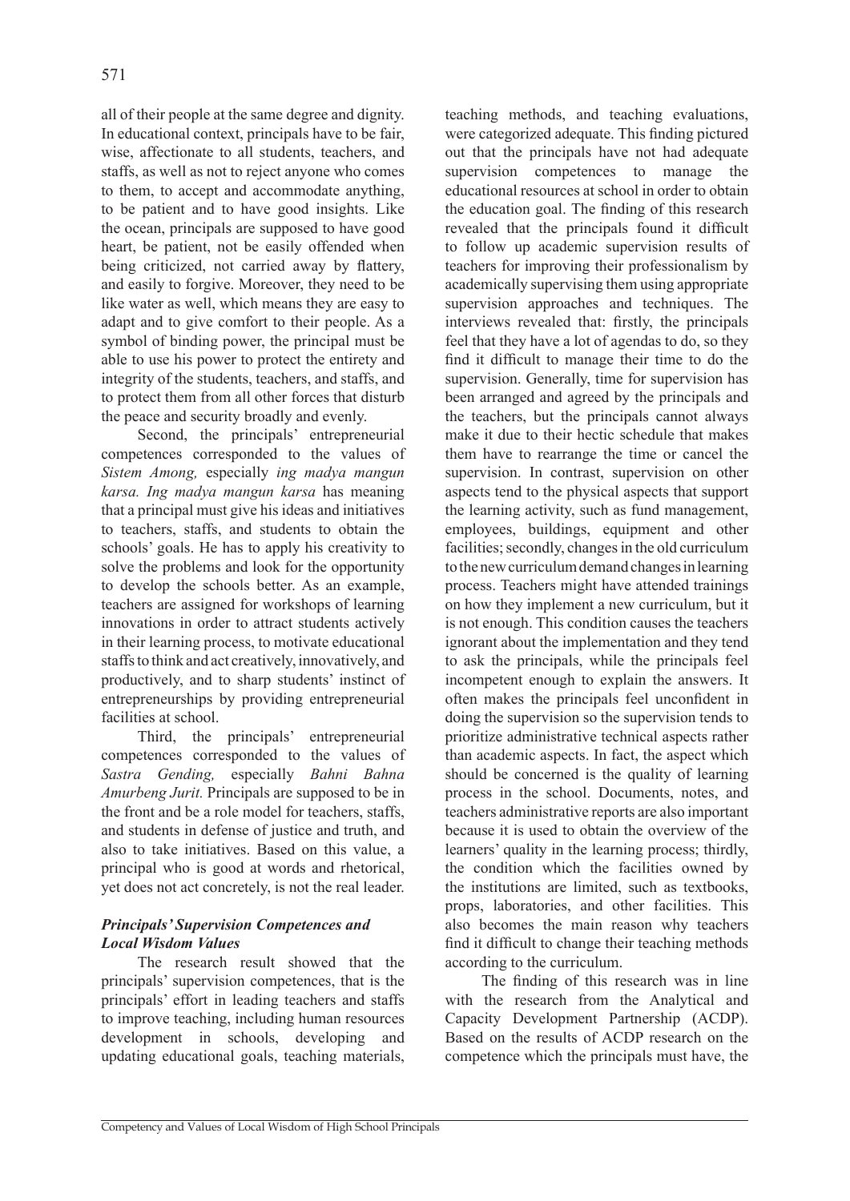all of their people at the same degree and dignity. In educational context, principals have to be fair, wise, affectionate to all students, teachers, and staffs, as well as not to reject anyone who comes to them, to accept and accommodate anything, to be patient and to have good insights. Like the ocean, principals are supposed to have good heart, be patient, not be easily offended when being criticized, not carried away by flattery, and easily to forgive. Moreover, they need to be like water as well, which means they are easy to adapt and to give comfort to their people. As a symbol of binding power, the principal must be able to use his power to protect the entirety and integrity of the students, teachers, and staffs, and to protect them from all other forces that disturb the peace and security broadly and evenly.

Second, the principals' entrepreneurial competences corresponded to the values of *Sistem Among,* especially *ing madya mangun karsa. Ing madya mangun karsa* has meaning that a principal must give his ideas and initiatives to teachers, staffs, and students to obtain the schools' goals. He has to apply his creativity to solve the problems and look for the opportunity to develop the schools better. As an example, teachers are assigned for workshops of learning innovations in order to attract students actively in their learning process, to motivate educational staffs to think and act creatively, innovatively, and productively, and to sharp students' instinct of entrepreneurships by providing entrepreneurial facilities at school.

Third, the principals' entrepreneurial competences corresponded to the values of *Sastra Gending,* especially *Bahni Bahna Amurbeng Jurit.* Principals are supposed to be in the front and be a role model for teachers, staffs, and students in defense of justice and truth, and also to take initiatives. Based on this value, a principal who is good at words and rhetorical, yet does not act concretely, is not the real leader.

### *Principals' Supervision Competences and Local Wisdom Values*

The research result showed that the principals' supervision competences, that is the principals' effort in leading teachers and staffs to improve teaching, including human resources development in schools, developing and updating educational goals, teaching materials, teaching methods, and teaching evaluations, were categorized adequate. This finding pictured out that the principals have not had adequate supervision competences to manage the educational resources at school in order to obtain the education goal. The finding of this research revealed that the principals found it difficult to follow up academic supervision results of teachers for improving their professionalism by academically supervising them using appropriate supervision approaches and techniques. The interviews revealed that: firstly, the principals feel that they have a lot of agendas to do, so they find it difficult to manage their time to do the supervision. Generally, time for supervision has been arranged and agreed by the principals and the teachers, but the principals cannot always make it due to their hectic schedule that makes them have to rearrange the time or cancel the supervision. In contrast, supervision on other aspects tend to the physical aspects that support the learning activity, such as fund management, employees, buildings, equipment and other facilities; secondly, changes in the old curriculum to the new curriculum demand changes in learning process. Teachers might have attended trainings on how they implement a new curriculum, but it is not enough. This condition causes the teachers ignorant about the implementation and they tend to ask the principals, while the principals feel incompetent enough to explain the answers. It often makes the principals feel unconfident in doing the supervision so the supervision tends to prioritize administrative technical aspects rather than academic aspects. In fact, the aspect which should be concerned is the quality of learning process in the school. Documents, notes, and teachers administrative reports are also important because it is used to obtain the overview of the learners' quality in the learning process; thirdly, the condition which the facilities owned by the institutions are limited, such as textbooks, props, laboratories, and other facilities. This also becomes the main reason why teachers find it difficult to change their teaching methods according to the curriculum.

The finding of this research was in line with the research from the Analytical and Capacity Development Partnership (ACDP). Based on the results of ACDP research on the competence which the principals must have, the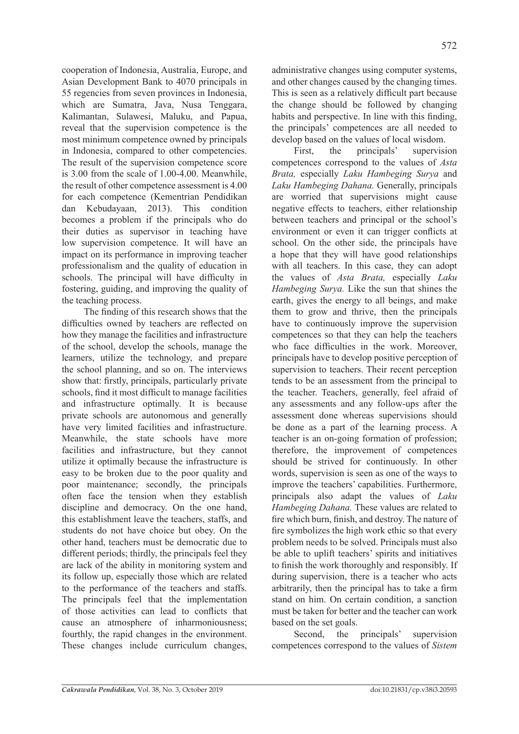cooperation of Indonesia, Australia, Europe, and Asian Development Bank to 4070 principals in 55 regencies from seven provinces in Indonesia, which are Sumatra, Java, Nusa Tenggara, Kalimantan, Sulawesi, Maluku, and Papua, reveal that the supervision competence is the most minimum competence owned by principals in Indonesia, compared to other competencies. The result of the supervision competence score is 3.00 from the scale of 1.00-4.00. Meanwhile, the result of other competence assessment is 4.00 for each competence (Kementrian Pendidikan dan Kebudayaan, 2013). This condition becomes a problem if the principals who do their duties as supervisor in teaching have low supervision competence. It will have an impact on its performance in improving teacher professionalism and the quality of education in schools. The principal will have difficulty in fostering, guiding, and improving the quality of the teaching process.

The finding of this research shows that the difficulties owned by teachers are reflected on how they manage the facilities and infrastructure of the school, develop the schools, manage the learners, utilize the technology, and prepare the school planning, and so on. The interviews show that: firstly, principals, particularly private schools, find it most difficult to manage facilities and infrastructure optimally. It is because private schools are autonomous and generally have very limited facilities and infrastructure. Meanwhile, the state schools have more facilities and infrastructure, but they cannot utilize it optimally because the infrastructure is easy to be broken due to the poor quality and poor maintenance; secondly, the principals often face the tension when they establish discipline and democracy. On the one hand, this establishment leave the teachers, staffs, and students do not have choice but obey. On the other hand, teachers must be democratic due to different periods; thirdly, the principals feel they are lack of the ability in monitoring system and its follow up, especially those which are related to the performance of the teachers and staffs. The principals feel that the implementation of those activities can lead to conflicts that cause an atmosphere of inharmoniousness; fourthly, the rapid changes in the environment. These changes include curriculum changes, administrative changes using computer systems, and other changes caused by the changing times. This is seen as a relatively difficult part because the change should be followed by changing habits and perspective. In line with this finding, the principals' competences are all needed to develop based on the values of local wisdom.

First, the principals' supervision competences correspond to the values of *Asta Brata,* especially *Laku Hambeging Surya* and *Laku Hambeging Dahana.* Generally, principals are worried that supervisions might cause negative effects to teachers, either relationship between teachers and principal or the school's environment or even it can trigger conflicts at school. On the other side, the principals have a hope that they will have good relationships with all teachers. In this case, they can adopt the values of *Asta Brata,* especially *Laku Hambeging Surya.* Like the sun that shines the earth, gives the energy to all beings, and make them to grow and thrive, then the principals have to continuously improve the supervision competences so that they can help the teachers who face difficulties in the work. Moreover, principals have to develop positive perception of supervision to teachers. Their recent perception tends to be an assessment from the principal to the teacher. Teachers, generally, feel afraid of any assessments and any follow-ups after the assessment done whereas supervisions should be done as a part of the learning process. A teacher is an on-going formation of profession; therefore, the improvement of competences should be strived for continuously. In other words, supervision is seen as one of the ways to improve the teachers' capabilities. Furthermore, principals also adapt the values of *Laku Hambeging Dahana.* These values are related to fire which burn, finish, and destroy. The nature of fire symbolizes the high work ethic so that every problem needs to be solved. Principals must also be able to uplift teachers' spirits and initiatives to finish the work thoroughly and responsibly. If during supervision, there is a teacher who acts arbitrarily, then the principal has to take a firm stand on him. On certain condition, a sanction must be taken for better and the teacher can work based on the set goals.

Second, the principals' supervision competences correspond to the values of *Sistem*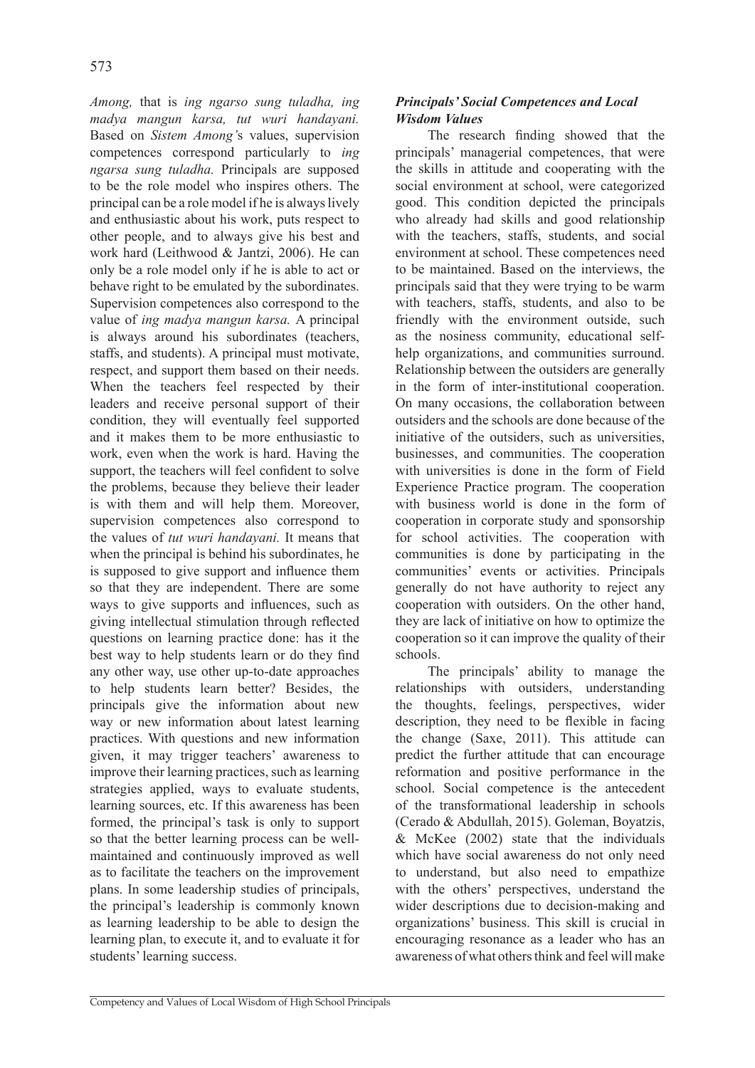*Among,* that is *ing ngarso sung tuladha, ing madya mangun karsa, tut wuri handayani.* Based on *Sistem Among'*s values, supervision competences correspond particularly to *ing ngarsa sung tuladha.* Principals are supposed to be the role model who inspires others. The principal can be a role model if he is always lively and enthusiastic about his work, puts respect to other people, and to always give his best and work hard (Leithwood & Jantzi, 2006). He can only be a role model only if he is able to act or behave right to be emulated by the subordinates. Supervision competences also correspond to the value of *ing madya mangun karsa.* A principal is always around his subordinates (teachers, staffs, and students). A principal must motivate, respect, and support them based on their needs. When the teachers feel respected by their leaders and receive personal support of their condition, they will eventually feel supported and it makes them to be more enthusiastic to work, even when the work is hard. Having the support, the teachers will feel confident to solve the problems, because they believe their leader is with them and will help them. Moreover, supervision competences also correspond to the values of *tut wuri handayani.* It means that when the principal is behind his subordinates, he is supposed to give support and influence them so that they are independent. There are some ways to give supports and influences, such as giving intellectual stimulation through reflected questions on learning practice done: has it the best way to help students learn or do they find any other way, use other up-to-date approaches to help students learn better? Besides, the principals give the information about new way or new information about latest learning practices. With questions and new information given, it may trigger teachers' awareness to improve their learning practices, such as learning strategies applied, ways to evaluate students, learning sources, etc. If this awareness has been formed, the principal's task is only to support so that the better learning process can be well-maintained and continuously improved as well as to facilitate the teachers on the improvement plans. In some leadership studies of principals, the principal's leadership is commonly known as learning leadership to be able to design the learning plan, to execute it, and to evaluate it for students' learning success.

### *Principals' Social Competences and Local Wisdom Values*

The research finding showed that the principals' managerial competences, that were the skills in attitude and cooperating with the social environment at school, were categorized good. This condition depicted the principals who already had skills and good relationship with the teachers, staffs, students, and social environment at school. These competences need to be maintained. Based on the interviews, the principals said that they were trying to be warm with teachers, staffs, students, and also to be friendly with the environment outside, such as the nosiness community, educational self-help organizations, and communities surround. Relationship between the outsiders are generally in the form of inter-institutional cooperation. On many occasions, the collaboration between outsiders and the schools are done because of the initiative of the outsiders, such as universities, businesses, and communities. The cooperation with universities is done in the form of Field Experience Practice program. The cooperation with business world is done in the form of cooperation in corporate study and sponsorship for school activities. The cooperation with communities is done by participating in the communities' events or activities. Principals generally do not have authority to reject any cooperation with outsiders. On the other hand, they are lack of initiative on how to optimize the cooperation so it can improve the quality of their schools.

The principals' ability to manage the relationships with outsiders, understanding the thoughts, feelings, perspectives, wider description, they need to be flexible in facing the change (Saxe, 2011). This attitude can predict the further attitude that can encourage reformation and positive performance in the school. Social competence is the antecedent of the transformational leadership in schools (Cerado & Abdullah, 2015). Goleman, Boyatzis, & McKee (2002) state that the individuals which have social awareness do not only need to understand, but also need to empathize with the others' perspectives, understand the wider descriptions due to decision-making and organizations' business. This skill is crucial in encouraging resonance as a leader who has an awareness of what others think and feel will make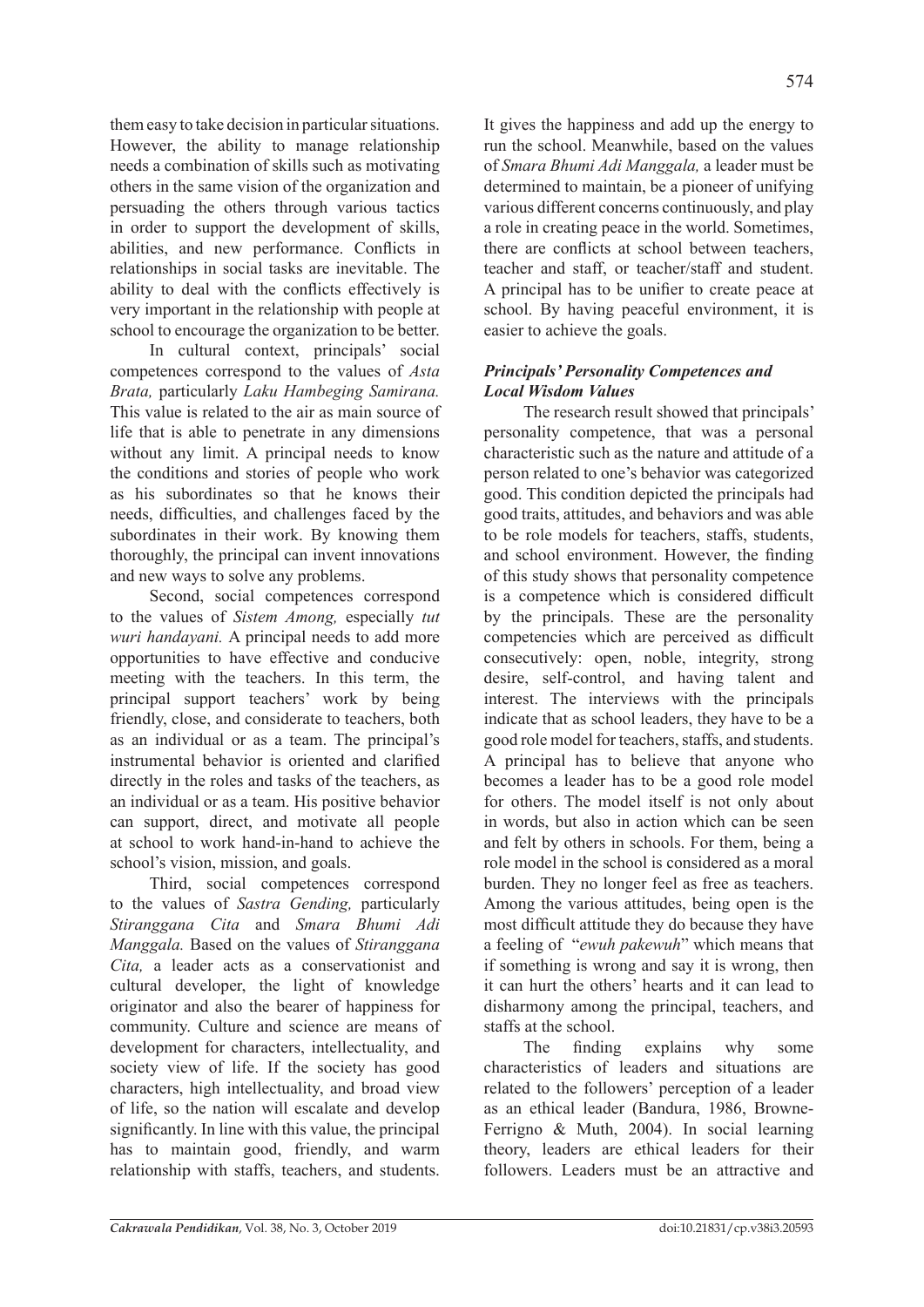them easy to take decision in particular situations. However, the ability to manage relationship needs a combination of skills such as motivating others in the same vision of the organization and persuading the others through various tactics in order to support the development of skills, abilities, and new performance. Conflicts in relationships in social tasks are inevitable. The ability to deal with the conflicts effectively is very important in the relationship with people at school to encourage the organization to be better.

In cultural context, principals' social competences correspond to the values of *Asta Brata,* particularly *Laku Hambeging Samirana.* This value is related to the air as main source of life that is able to penetrate in any dimensions without any limit. A principal needs to know the conditions and stories of people who work as his subordinates so that he knows their needs, difficulties, and challenges faced by the subordinates in their work. By knowing them thoroughly, the principal can invent innovations and new ways to solve any problems.

Second, social competences correspond to the values of *Sistem Among,* especially *tut wuri handayani.* A principal needs to add more opportunities to have effective and conducive meeting with the teachers. In this term, the principal support teachers' work by being friendly, close, and considerate to teachers, both as an individual or as a team. The principal's instrumental behavior is oriented and clarified directly in the roles and tasks of the teachers, as an individual or as a team. His positive behavior can support, direct, and motivate all people at school to work hand-in-hand to achieve the school's vision, mission, and goals.

Third, social competences correspond to the values of *Sastra Gending,* particularly *Stiranggana Cita* and *Smara Bhumi Adi Manggala.* Based on the values of *Stiranggana Cita,* a leader acts as a conservationist and cultural developer, the light of knowledge originator and also the bearer of happiness for community. Culture and science are means of development for characters, intellectuality, and society view of life. If the society has good characters, high intellectuality, and broad view of life, so the nation will escalate and develop significantly. In line with this value, the principal has to maintain good, friendly, and warm relationship with staffs, teachers, and students. It gives the happiness and add up the energy to run the school. Meanwhile, based on the values of *Smara Bhumi Adi Manggala,* a leader must be determined to maintain, be a pioneer of unifying various different concerns continuously, and play a role in creating peace in the world. Sometimes, there are conflicts at school between teachers, teacher and staff, or teacher/staff and student. A principal has to be unifier to create peace at school. By having peaceful environment, it is easier to achieve the goals.

### *Principals' Personality Competences and Local Wisdom Values*

The research result showed that principals' personality competence, that was a personal characteristic such as the nature and attitude of a person related to one's behavior was categorized good. This condition depicted the principals had good traits, attitudes, and behaviors and was able to be role models for teachers, staffs, students, and school environment. However, the finding of this study shows that personality competence is a competence which is considered difficult by the principals. These are the personality competencies which are perceived as difficult consecutively: open, noble, integrity, strong desire, self-control, and having talent and interest. The interviews with the principals indicate that as school leaders, they have to be a good role model for teachers, staffs, and students. A principal has to believe that anyone who becomes a leader has to be a good role model for others. The model itself is not only about in words, but also in action which can be seen and felt by others in schools. For them, being a role model in the school is considered as a moral burden. They no longer feel as free as teachers. Among the various attitudes, being open is the most difficult attitude they do because they have a feeling of "*ewuh pakewuh*" which means that if something is wrong and say it is wrong, then it can hurt the others' hearts and it can lead to disharmony among the principal, teachers, and staffs at the school.

The finding explains why some characteristics of leaders and situations are related to the followers' perception of a leader as an ethical leader (Bandura, 1986, Browne-Ferrigno & Muth, 2004). In social learning theory, leaders are ethical leaders for their followers. Leaders must be an attractive and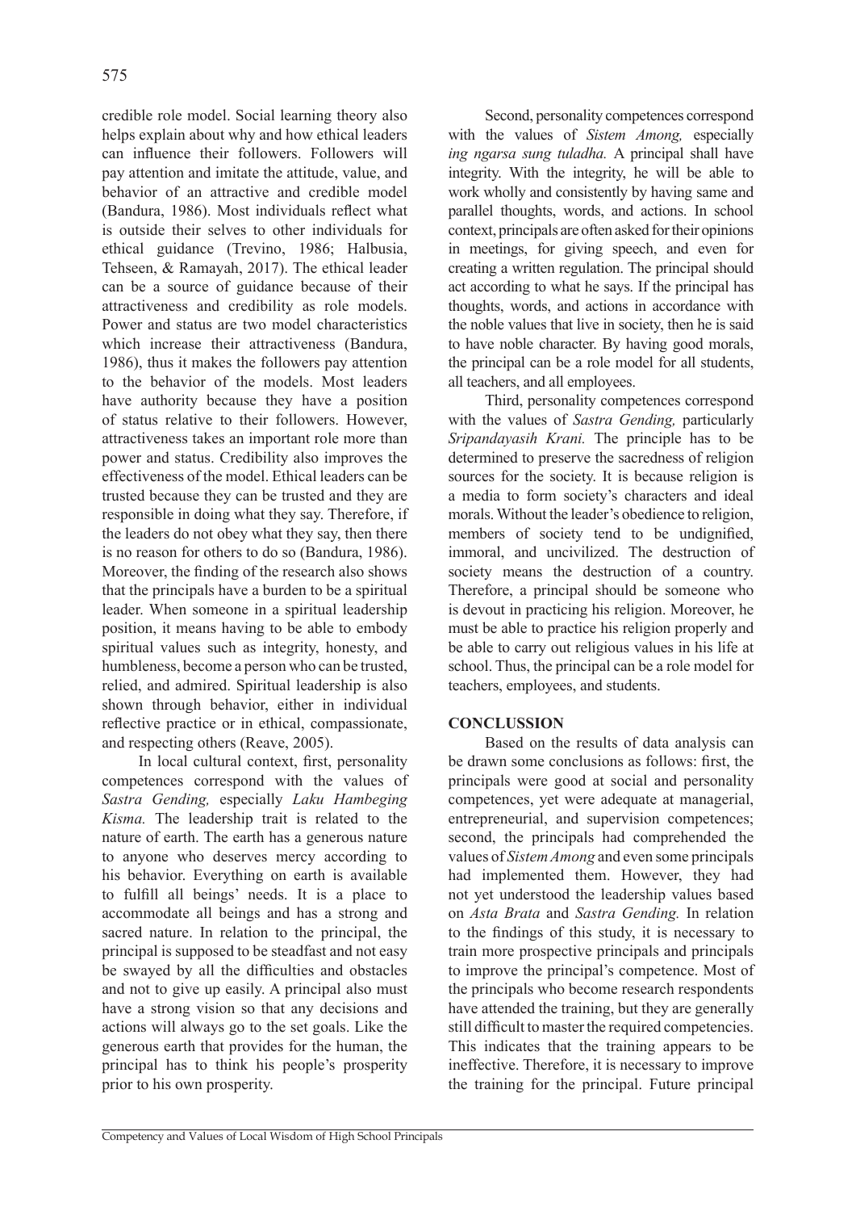credible role model. Social learning theory also helps explain about why and how ethical leaders can influence their followers. Followers will pay attention and imitate the attitude, value, and behavior of an attractive and credible model (Bandura, 1986). Most individuals reflect what is outside their selves to other individuals for ethical guidance (Trevino, 1986; Halbusia, Tehseen, & Ramayah, 2017). The ethical leader can be a source of guidance because of their attractiveness and credibility as role models. Power and status are two model characteristics which increase their attractiveness (Bandura, 1986), thus it makes the followers pay attention to the behavior of the models. Most leaders have authority because they have a position of status relative to their followers. However, attractiveness takes an important role more than power and status. Credibility also improves the effectiveness of the model. Ethical leaders can be trusted because they can be trusted and they are responsible in doing what they say. Therefore, if the leaders do not obey what they say, then there is no reason for others to do so (Bandura, 1986). Moreover, the finding of the research also shows that the principals have a burden to be a spiritual leader. When someone in a spiritual leadership position, it means having to be able to embody spiritual values such as integrity, honesty, and humbleness, become a person who can be trusted, relied, and admired. Spiritual leadership is also shown through behavior, either in individual reflective practice or in ethical, compassionate, and respecting others (Reave, 2005).

In local cultural context, first, personality competences correspond with the values of *Sastra Gending,* especially *Laku Hambeging Kisma.* The leadership trait is related to the nature of earth. The earth has a generous nature to anyone who deserves mercy according to his behavior. Everything on earth is available to fulfill all beings' needs. It is a place to accommodate all beings and has a strong and sacred nature. In relation to the principal, the principal is supposed to be steadfast and not easy be swayed by all the difficulties and obstacles and not to give up easily. A principal also must have a strong vision so that any decisions and actions will always go to the set goals. Like the generous earth that provides for the human, the principal has to think his people's prosperity prior to his own prosperity.

Second, personality competences correspond with the values of *Sistem Among,* especially *ing ngarsa sung tuladha.* A principal shall have integrity. With the integrity, he will be able to work wholly and consistently by having same and parallel thoughts, words, and actions. In school context, principals are often asked for their opinions in meetings, for giving speech, and even for creating a written regulation. The principal should act according to what he says. If the principal has thoughts, words, and actions in accordance with the noble values that live in society, then he is said to have noble character. By having good morals, the principal can be a role model for all students, all teachers, and all employees.

Third, personality competences correspond with the values of *Sastra Gending,* particularly *Sripandayasih Krani.* The principle has to be determined to preserve the sacredness of religion sources for the society. It is because religion is a media to form society's characters and ideal morals. Without the leader's obedience to religion, members of society tend to be undignified, immoral, and uncivilized. The destruction of society means the destruction of a country. Therefore, a principal should be someone who is devout in practicing his religion. Moreover, he must be able to practice his religion properly and be able to carry out religious values in his life at school. Thus, the principal can be a role model for teachers, employees, and students.

## CONCLUSSION

Based on the results of data analysis can be drawn some conclusions as follows: first, the principals were good at social and personality competences, yet were adequate at managerial, entrepreneurial, and supervision competences; second, the principals had comprehended the values of *Sistem Among* and even some principals had implemented them. However, they had not yet understood the leadership values based on *Asta Brata* and *Sastra Gending.* In relation to the findings of this study, it is necessary to train more prospective principals and principals to improve the principal's competence. Most of the principals who become research respondents have attended the training, but they are generally still difficult to master the required competencies. This indicates that the training appears to be ineffective. Therefore, it is necessary to improve the training for the principal. Future principal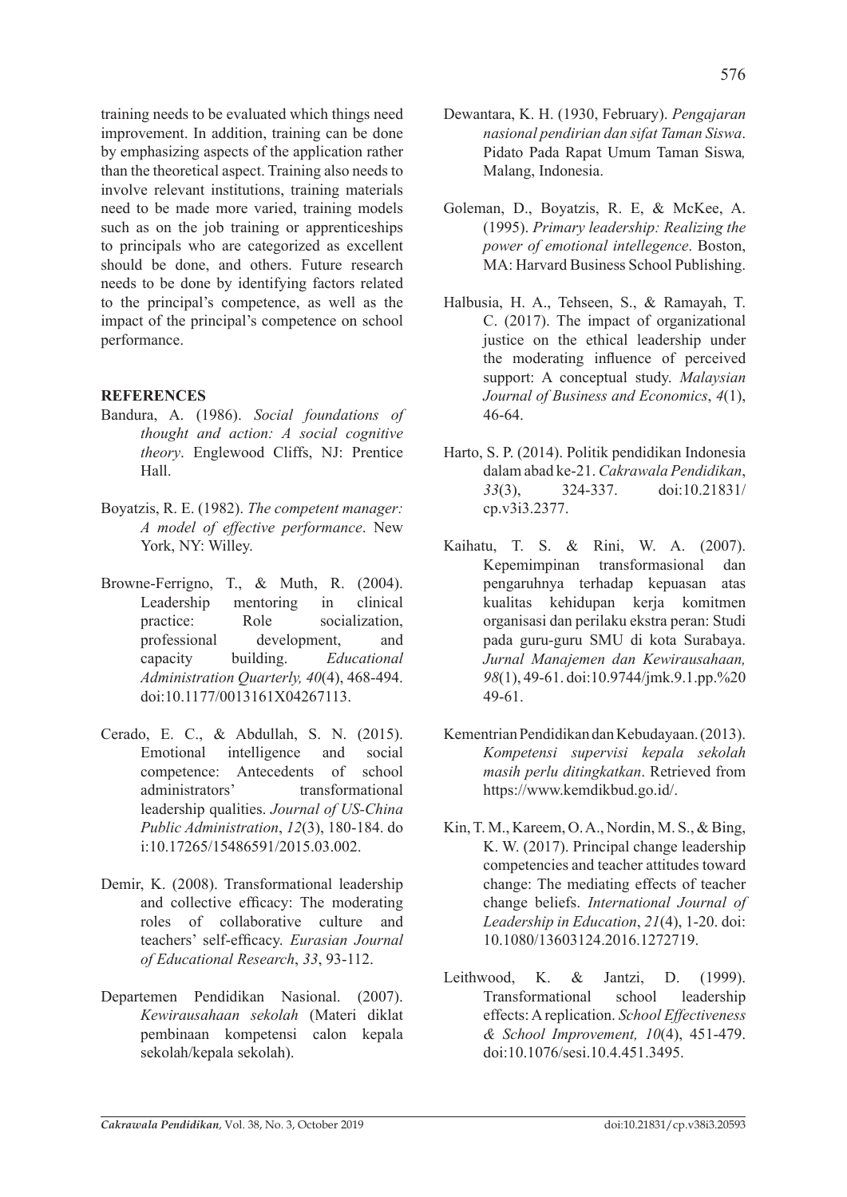training needs to be evaluated which things need improvement. In addition, training can be done by emphasizing aspects of the application rather than the theoretical aspect. Training also needs to involve relevant institutions, training materials need to be made more varied, training models such as on the job training or apprenticeships to principals who are categorized as excellent should be done, and others. Future research needs to be done by identifying factors related to the principal's competence, as well as the impact of the principal's competence on school performance.

## REFERENCES

Bandura, A. (1986). *Social foundations of thought and action: A social cognitive theory*. Englewood Cliffs, NJ: Prentice Hall.

Boyatzis, R. E. (1982). *The competent manager: A model of effective performance*. New York, NY: Willey.

Browne-Ferrigno, T., & Muth, R. (2004). Leadership mentoring in clinical practice: Role socialization, professional development, and capacity building. *Educational Administration Quarterly, 40*(4), 468-494. doi:10.1177/0013161X04267113.

Cerado, E. C., & Abdullah, S. N. (2015). Emotional intelligence and social competence: Antecedents of school administrators' transformational leadership qualities. *Journal of US-China Public Administration*, *12*(3), 180-184. do i:10.17265/15486591/2015.03.002.

Demir, K. (2008). Transformational leadership and collective efficacy: The moderating roles of collaborative culture and teachers' self-efficacy. *Eurasian Journal of Educational Research*, *33*, 93-112.

Departemen Pendidikan Nasional. (2007). *Kewirausahaan sekolah* (Materi diklat pembinaan kompetensi calon kepala sekolah/kepala sekolah).

Dewantara, K. H. (1930, February). *Pengajaran nasional pendirian dan sifat Taman Siswa*. Pidato Pada Rapat Umum Taman Siswa*,* Malang, Indonesia.

Goleman, D., Boyatzis, R. E, & McKee, A. (1995). *Primary leadership: Realizing the power of emotional intellegence*. Boston, MA: Harvard Business School Publishing.

Halbusia, H. A., Tehseen, S., & Ramayah, T. C. (2017). The impact of organizational justice on the ethical leadership under the moderating influence of perceived support: A conceptual study. *Malaysian Journal of Business and Economics*, *4*(1), 46-64.

Harto, S. P. (2014). Politik pendidikan Indonesia dalam abad ke-21. *Cakrawala Pendidikan*, *33*(3), 324-337. doi:10.21831/cp.v3i3.2377.

Kaihatu, T. S. & Rini, W. A. (2007). Kepemimpinan transformasional dan pengaruhnya terhadap kepuasan atas kualitas kehidupan kerja komitmen organisasi dan perilaku ekstra peran: Studi pada guru-guru SMU di kota Surabaya. *Jurnal Manajemen dan Kewirausahaan, 98*(1), 49-61. doi:10.9744/jmk.9.1.pp.%20 49-61.

Kementrian Pendidikan dan Kebudayaan. (2013). *Kompetensi supervisi kepala sekolah masih perlu ditingkatkan*. Retrieved from https://www.kemdikbud.go.id/.

Kin, T. M., Kareem, O. A., Nordin, M. S., & Bing, K. W. (2017). Principal change leadership competencies and teacher attitudes toward change: The mediating effects of teacher change beliefs. *International Journal of Leadership in Education*, *21*(4), 1-20. doi: 10.1080/13603124.2016.1272719.

Leithwood, K. & Jantzi, D. (1999). Transformational school leadership effects: A replication. *School Effectiveness & School Improvement, 10*(4), 451-479. doi:10.1076/sesi.10.4.451.3495.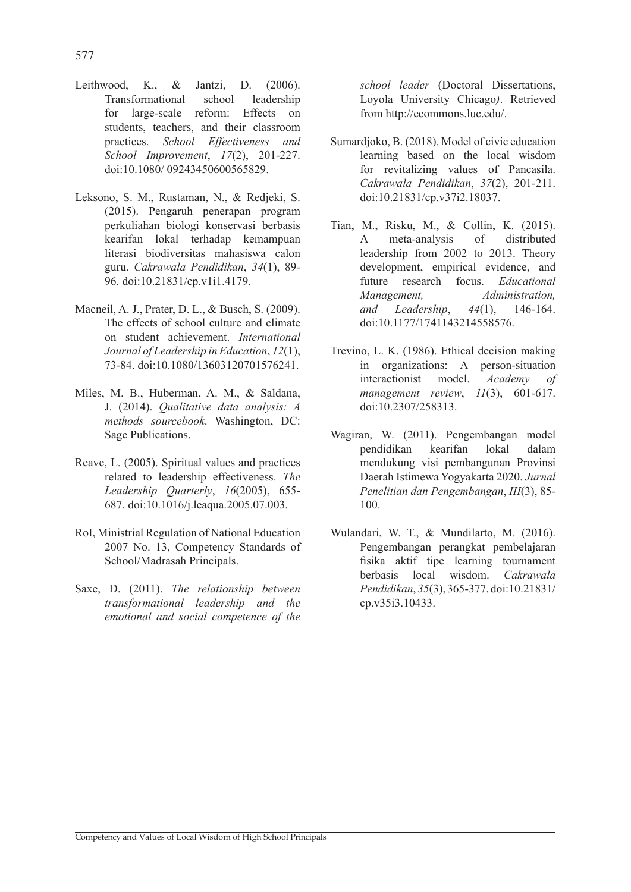Leithwood, K., & Jantzi, D. (2006). Transformational school leadership for large-scale reform: Effects on students, teachers, and their classroom practices. *School Effectiveness and School Improvement*, *17*(2), 201-227. doi:10.1080/ 09243450600565829.

Leksono, S. M., Rustaman, N., & Redjeki, S. (2015). Pengaruh penerapan program perkuliahan biologi konservasi berbasis kearifan lokal terhadap kemampuan literasi biodiversitas mahasiswa calon guru. *Cakrawala Pendidikan*, *34*(1), 89-96. doi:10.21831/cp.v1i1.4179.

Macneil, A. J., Prater, D. L., & Busch, S. (2009). The effects of school culture and climate on student achievement. *International Journal of Leadership in Education*, *12*(1), 73-84. doi:10.1080/13603120701576241.

Miles, M. B., Huberman, A. M., & Saldana, J. (2014). *Qualitative data analysis: A methods sourcebook*. Washington, DC: Sage Publications.

Reave, L. (2005). Spiritual values and practices related to leadership effectiveness. *The Leadership Quarterly*, *16*(2005), 655-687. doi:10.1016/j.leaqua.2005.07.003.

RoI, Ministrial Regulation of National Education 2007 No. 13, Competency Standards of School/Madrasah Principals.

Saxe, D. (2011). *The relationship between transformational leadership and the emotional and social competence of the school leader* (Doctoral Dissertations, Loyola University Chicago*)*. Retrieved from http://ecommons.luc.edu/.

Sumardjoko, B. (2018). Model of civic education learning based on the local wisdom for revitalizing values of Pancasila. *Cakrawala Pendidikan*, *37*(2), 201-211. doi:10.21831/cp.v37i2.18037.

Tian, M., Risku, M., & Collin, K. (2015). A meta-analysis of distributed leadership from 2002 to 2013. Theory development, empirical evidence, and future research focus. *Educational Management, Administration, and Leadership*, *44*(1), 146-164. doi:10.1177/1741143214558576.

Trevino, L. K. (1986). Ethical decision making in organizations: A person-situation interactionist model. *Academy of management review*, *11*(3), 601-617. doi:10.2307/258313.

Wagiran, W. (2011). Pengembangan model pendidikan kearifan lokal dalam mendukung visi pembangunan Provinsi Daerah Istimewa Yogyakarta 2020. *Jurnal Penelitian dan Pengembangan*, *III*(3), 85-100.

Wulandari, W. T., & Mundilarto, M. (2016). Pengembangan perangkat pembelajaran fisika aktif tipe learning tournament berbasis local wisdom. *Cakrawala Pendidikan*, *35*(3), 365-377. doi:10.21831/ cp.v35i3.10433.